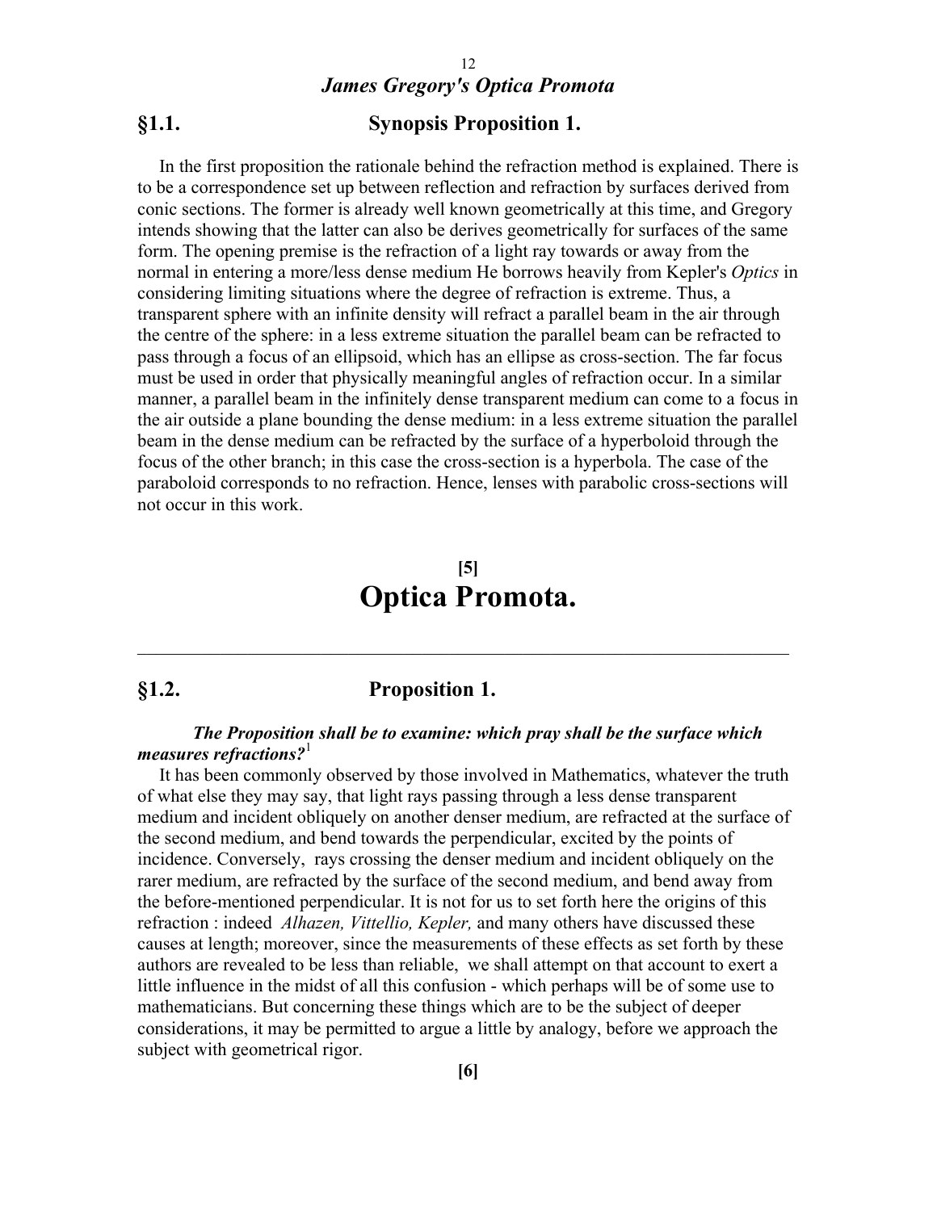## §1.1. Synopsis Proposition 1.

In the first proposition the rationale behind the refraction method is explained. There is to be a correspondence set up between reflection and refraction by surfaces derived from conic sections. The former is already well known geometrically at this time, and Gregory intends showing that the latter can also be derives geometrically for surfaces of the same form. The opening premise is the refraction of a light ray towards or away from the normal in entering a more/less dense medium He borrows heavily from Kepler's *Optics* in considering limiting situations where the degree of refraction is extreme. Thus, a transparent sphere with an infinite density will refract a parallel beam in the air through the centre of the sphere: in a less extreme situation the parallel beam can be refracted to pass through a focus of an ellipsoid, which has an ellipse as cross-section. The far focus must be used in order that physically meaningful angles of refraction occur. In a similar manner, a parallel beam in the infinitely dense transparent medium can come to a focus in the air outside a plane bounding the dense medium: in a less extreme situation the parallel beam in the dense medium can be refracted by the surface of a hyperboloid through the focus of the other branch; in this case the cross-section is a hyperbola. The case of the paraboloid corresponds to no refraction. Hence, lenses with parabolic cross-sections will not occur in this work.

**[5]**

# Optica Promota.

---

## §1.2. Proposition 1.

***The Proposition shall be to examine: which pray shall be the surface which measures refractions?***[1]

It has been commonly observed by those involved in Mathematics, whatever the truth of what else they may say, that light rays passing through a less dense transparent medium and incident obliquely on another denser medium, are refracted at the surface of the second medium, and bend towards the perpendicular, excited by the points of incidence. Conversely, rays crossing the denser medium and incident obliquely on the rarer medium, are refracted by the surface of the second medium, and bend away from the before-mentioned perpendicular. It is not for us to set forth here the origins of this refraction : indeed *Alhazen, Vittellio, Kepler,* and many others have discussed these causes at length; moreover, since the measurements of these effects as set forth by these authors are revealed to be less than reliable, we shall attempt on that account to exert a little influence in the midst of all this confusion - which perhaps will be of some use to mathematicians. But concerning these things which are to be the subject of deeper considerations, it may be permitted to argue a little by analogy, before we approach the subject with geometrical rigor.

**[6]**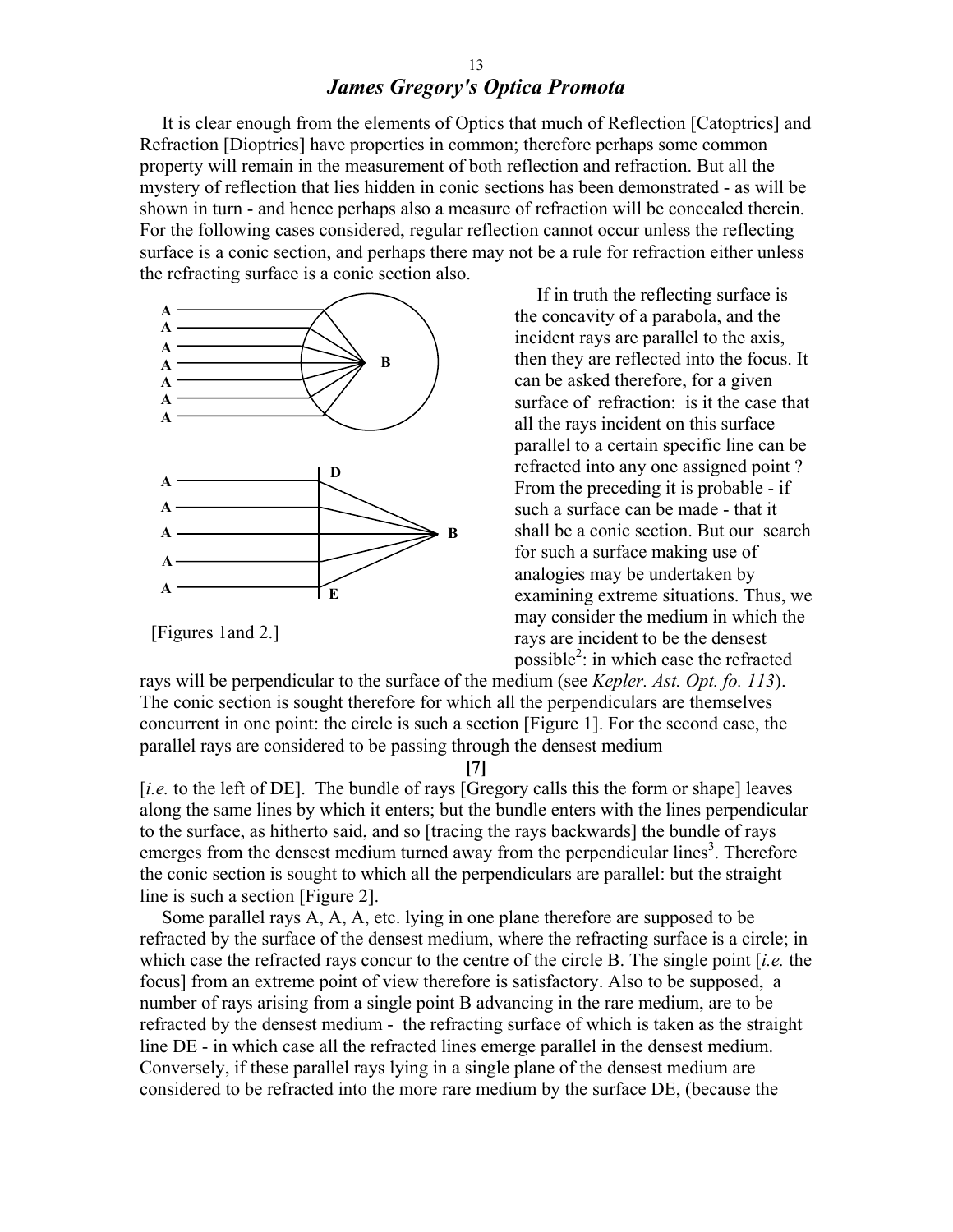# *James Gregory's Optica Promota*

It is clear enough from the elements of Optics that much of Reflection [Catoptrics] and Refraction [Dioptrics] have properties in common; therefore perhaps some common property will remain in the measurement of both reflection and refraction. But all the mystery of reflection that lies hidden in conic sections has been demonstrated - as will be shown in turn - and hence perhaps also a measure of refraction will be concealed therein. For the following cases considered, regular reflection cannot occur unless the reflecting surface is a conic section, and perhaps there may not be a rule for refraction either unless the refracting surface is a conic section also.

[Figures 1and 2.]

If in truth the reflecting surface is the concavity of a parabola, and the incident rays are parallel to the axis, then they are reflected into the focus. It can be asked therefore, for a given surface of refraction: is it the case that all the rays incident on this surface parallel to a certain specific line can be refracted into any one assigned point ? From the preceding it is probable - if such a surface can be made - that it shall be a conic section. But our search for such a surface making use of analogies may be undertaken by examining extreme situations. Thus, we may consider the medium in which the rays are incident to be the densest possible[2]: in which case the refracted rays will be perpendicular to the surface of the medium (see *Kepler. Ast. Opt. fo. 113*). The conic section is sought therefore for which all the perpendiculars are themselves concurrent in one point: the circle is such a section [Figure 1]. For the second case, the parallel rays are considered to be passing through the densest medium

**[7]**

[*i.e.* to the left of DE]. The bundle of rays [Gregory calls this the form or shape] leaves along the same lines by which it enters; but the bundle enters with the lines perpendicular to the surface, as hitherto said, and so [tracing the rays backwards] the bundle of rays emerges from the densest medium turned away from the perpendicular lines[3]. Therefore the conic section is sought to which all the perpendiculars are parallel: but the straight line is such a section [Figure 2].

Some parallel rays A, A, A, etc. lying in one plane therefore are supposed to be refracted by the surface of the densest medium, where the refracting surface is a circle; in which case the refracted rays concur to the centre of the circle B. The single point [*i.e.* the focus] from an extreme point of view therefore is satisfactory. Also to be supposed, a number of rays arising from a single point B advancing in the rare medium, are to be refracted by the densest medium - the refracting surface of which is taken as the straight line DE - in which case all the refracted lines emerge parallel in the densest medium. Conversely, if these parallel rays lying in a single plane of the densest medium are considered to be refracted into the more rare medium by the surface DE, (because the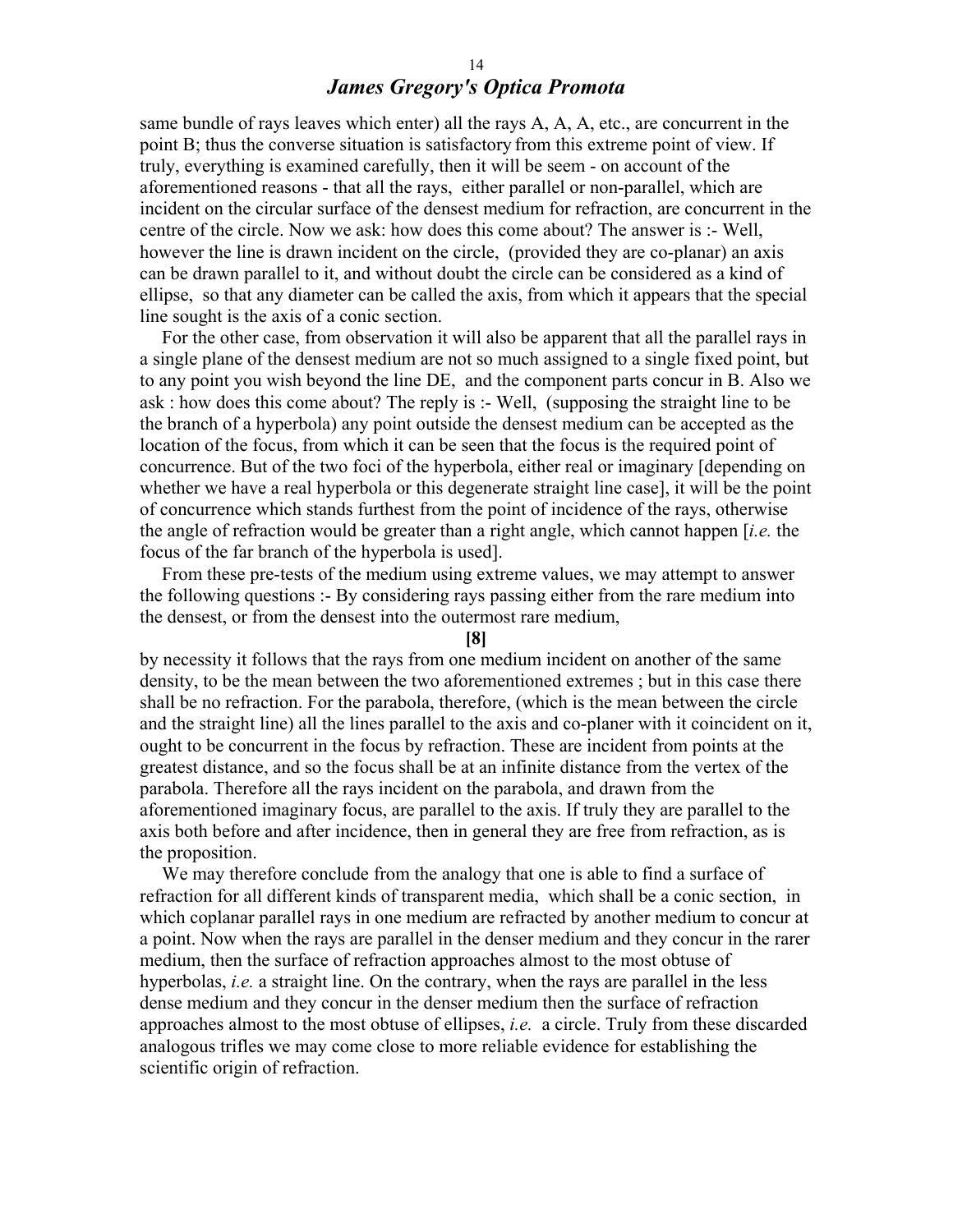same bundle of rays leaves which enter) all the rays A, A, A, etc., are concurrent in the point B; thus the converse situation is satisfactory from this extreme point of view. If truly, everything is examined carefully, then it will be seem - on account of the aforementioned reasons - that all the rays, either parallel or non-parallel, which are incident on the circular surface of the densest medium for refraction, are concurrent in the centre of the circle. Now we ask: how does this come about? The answer is :- Well, however the line is drawn incident on the circle, (provided they are co-planar) an axis can be drawn parallel to it, and without doubt the circle can be considered as a kind of ellipse, so that any diameter can be called the axis, from which it appears that the special line sought is the axis of a conic section.

For the other case, from observation it will also be apparent that all the parallel rays in a single plane of the densest medium are not so much assigned to a single fixed point, but to any point you wish beyond the line DE, and the component parts concur in B. Also we ask : how does this come about? The reply is :- Well, (supposing the straight line to be the branch of a hyperbola) any point outside the densest medium can be accepted as the location of the focus, from which it can be seen that the focus is the required point of concurrence. But of the two foci of the hyperbola, either real or imaginary [depending on whether we have a real hyperbola or this degenerate straight line case], it will be the point of concurrence which stands furthest from the point of incidence of the rays, otherwise the angle of refraction would be greater than a right angle, which cannot happen [*i.e.* the focus of the far branch of the hyperbola is used].

From these pre-tests of the medium using extreme values, we may attempt to answer the following questions :- By considering rays passing either from the rare medium into the densest, or from the densest into the outermost rare medium,

**[8]**

by necessity it follows that the rays from one medium incident on another of the same density, to be the mean between the two aforementioned extremes ; but in this case there shall be no refraction. For the parabola, therefore, (which is the mean between the circle and the straight line) all the lines parallel to the axis and co-planer with it coincident on it, ought to be concurrent in the focus by refraction. These are incident from points at the greatest distance, and so the focus shall be at an infinite distance from the vertex of the parabola. Therefore all the rays incident on the parabola, and drawn from the aforementioned imaginary focus, are parallel to the axis. If truly they are parallel to the axis both before and after incidence, then in general they are free from refraction, as is the proposition.

We may therefore conclude from the analogy that one is able to find a surface of refraction for all different kinds of transparent media, which shall be a conic section, in which coplanar parallel rays in one medium are refracted by another medium to concur at a point. Now when the rays are parallel in the denser medium and they concur in the rarer medium, then the surface of refraction approaches almost to the most obtuse of hyperbolas, *i.e.* a straight line. On the contrary, when the rays are parallel in the less dense medium and they concur in the denser medium then the surface of refraction approaches almost to the most obtuse of ellipses, *i.e.* a circle. Truly from these discarded analogous trifles we may come close to more reliable evidence for establishing the scientific origin of refraction.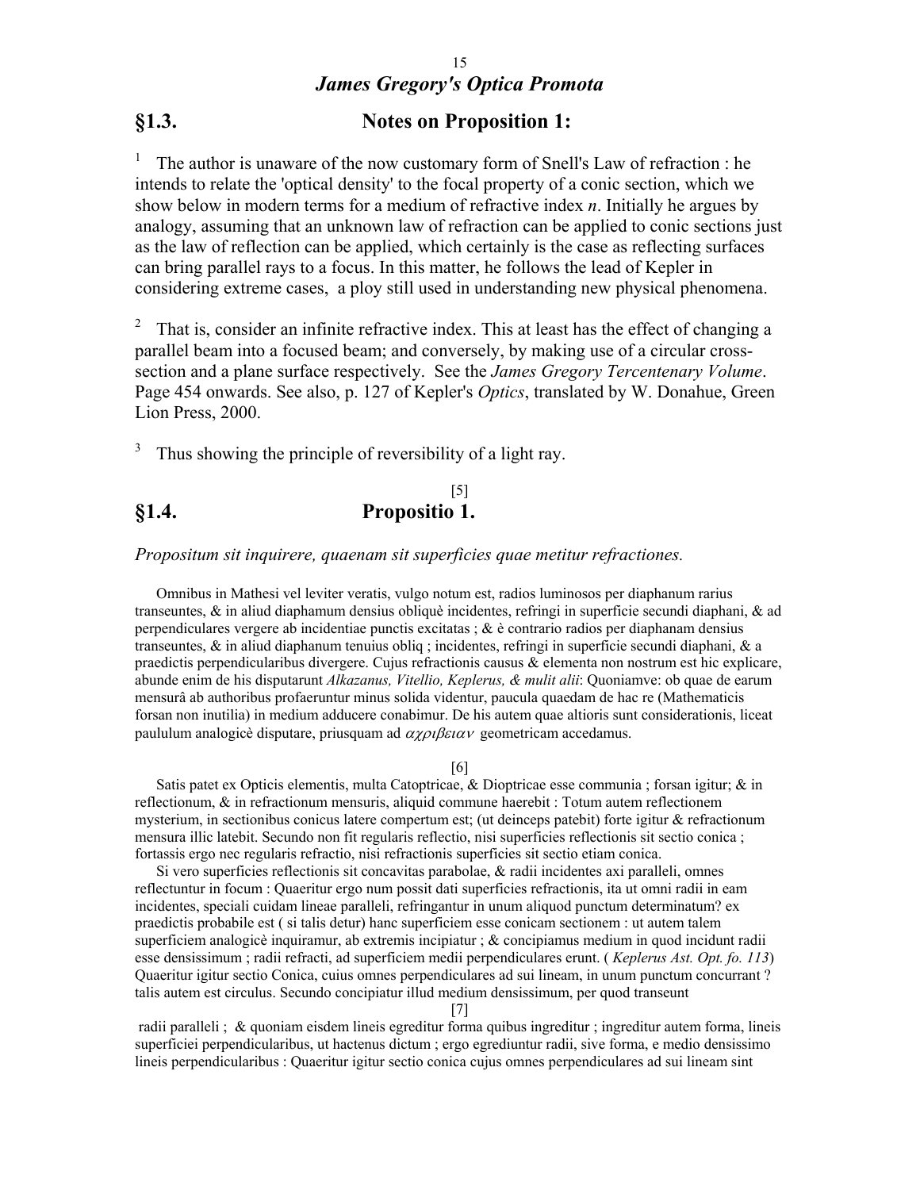# *James Gregory's Optica Promota*

## §1.3. Notes on Proposition 1:

[1] The author is unaware of the now customary form of Snell's Law of refraction : he intends to relate the 'optical density' to the focal property of a conic section, which we show below in modern terms for a medium of refractive index *n*. Initially he argues by analogy, assuming that an unknown law of refraction can be applied to conic sections just as the law of reflection can be applied, which certainly is the case as reflecting surfaces can bring parallel rays to a focus. In this matter, he follows the lead of Kepler in considering extreme cases, a ploy still used in understanding new physical phenomena.

[2] That is, consider an infinite refractive index. This at least has the effect of changing a parallel beam into a focused beam; and conversely, by making use of a circular cross-section and a plane surface respectively. See the *James Gregory Tercentenary Volume*. Page 454 onwards. See also, p. 127 of Kepler's *Optics*, translated by W. Donahue, Green Lion Press, 2000.

[3] Thus showing the principle of reversibility of a light ray.

[5]

## §1.4. Propositio 1.

*Propositum sit inquirere, quaenam sit superficies quae metitur refractiones.*

Omnibus in Mathesi vel leviter veratis, vulgo notum est, radios luminosos per diaphanum rarius transeuntes, & in aliud diaphamum densius obliquè incidentes, refringi in superficie secundi diaphani, & ad perpendiculares vergere ab incidentiae punctis excitatas ; & è contrario radios per diaphanam densius transeuntes, & in aliud diaphanum tenuius obliq ; incidentes, refringi in superficie secundi diaphani, & a praedictis perpendicularibus divergere. Cujus refractionis causus & elementa non nostrum est hic explicare, abunde enim de his disputarunt *Alkazanus, Vitellio, Keplerus, & mulit alii*: Quoniamve: ob quae de earum mensurâ ab authoribus profaeruntur minus solida videntur, paucula quaedam de hac re (Mathematicis forsan non inutilia) in medium adducere conabimur. De his autem quae altioris sunt considerationis, liceat paululum analogicè disputare, priusquam ad $\alpha\chi\rho\iota\beta\epsilon\iota\alpha\nu$ geometricam accedamus.

[6]

Satis patet ex Opticis elementis, multa Catoptricae, & Dioptricae esse communia ; forsan igitur; & in reflectionum, & in refractionum mensuris, aliquid commune haerebit : Totum autem reflectionem mysterium, in sectionibus conicus latere compertum est; (ut deinceps patebit) forte igitur & refractionum mensura illic latebit. Secundo non fit regularis reflectio, nisi superficies reflectionis sit sectio conica ; fortassis ergo nec regularis refractio, nisi refractionis superficies sit sectio etiam conica.

Si vero superficies reflectionis sit concavitas parabolae, & radii incidentes axi paralleli, omnes reflectuntur in focum : Quaeritur ergo num possit dati superficies refractionis, ita ut omni radii in eam incidentes, speciali cuidam lineae paralleli, refringantur in unum aliquod punctum determinatum? ex praedictis probabile est ( si talis detur) hanc superficiem esse conicam sectionem : ut autem talem superficiem analogicè inquiramur, ab extremis incipiatur ; & concipiamus medium in quod incidunt radii esse densissimum ; radii refracti, ad superficiem medii perpendiculares erunt. ( *Keplerus Ast. Opt. fo. 113*) Quaeritur igitur sectio Conica, cuius omnes perpendiculares ad sui lineam, in unum punctum concurrant ? talis autem est circulus. Secundo concipiatur illud medium densissimum, per quod transeunt

[7]

radii paralleli ; & quoniam eisdem lineis egreditur forma quibus ingreditur ; ingreditur autem forma, lineis superficiei perpendicularibus, ut hactenus dictum ; ergo egrediuntur radii, sive forma, e medio densissimo lineis perpendicularibus : Quaeritur igitur sectio conica cujus omnes perpendiculares ad sui lineam sint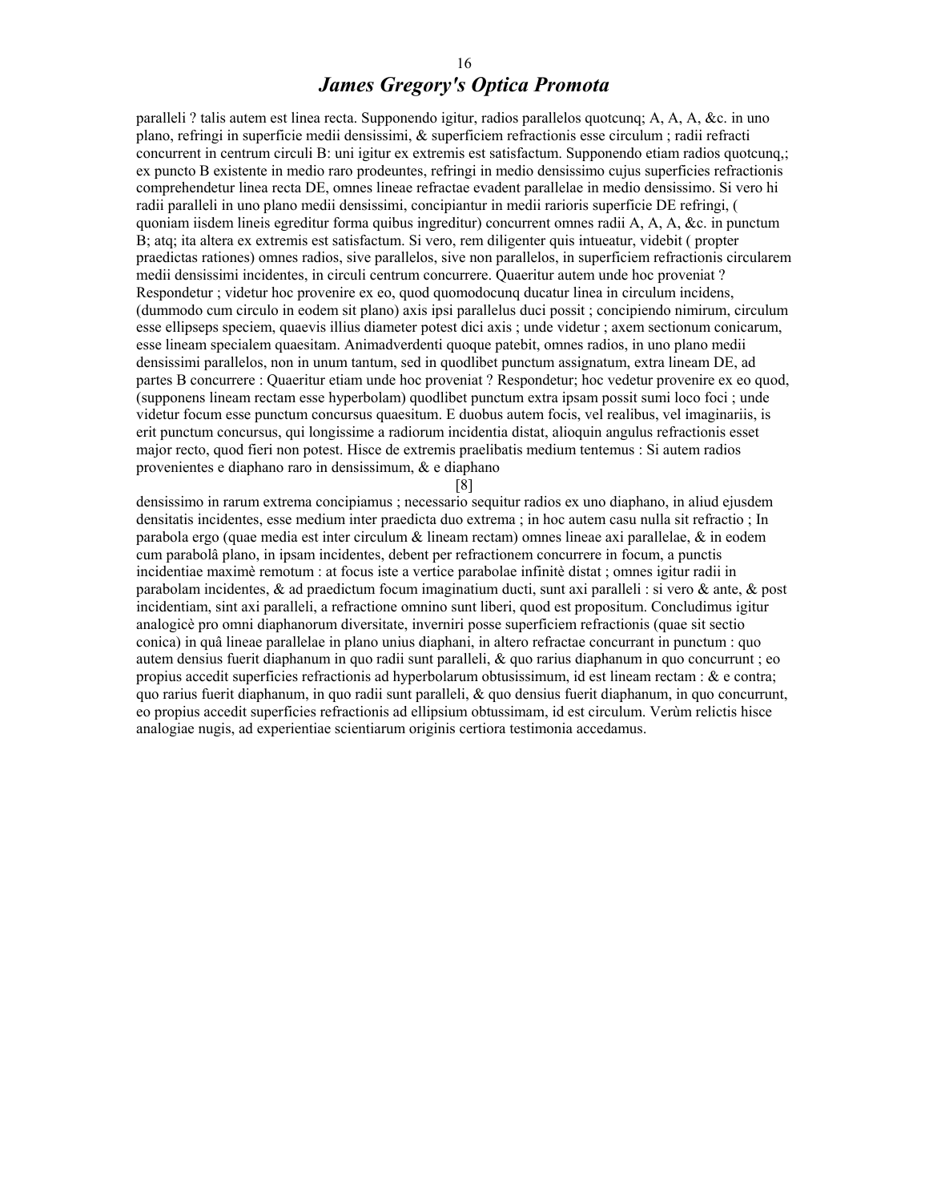paralleli ? talis autem est linea recta. Supponendo igitur, radios parallelos quotcunq; A, A, A, &c. in uno plano, refringi in superficie medii densissimi, & superficiem refractionis esse circulum ; radii refracti concurrent in centrum circuli B: uni igitur ex extremis est satisfactum. Supponendo etiam radios quotcunq,; ex puncto B existente in medio raro prodeuntes, refringi in medio densissimo cujus superficies refractionis comprehendetur linea recta DE, omnes lineae refractae evadent parallelae in medio densissimo. Si vero hi radii paralleli in uno plano medii densissimi, concipiantur in medii rarioris superficie DE refringi, ( quoniam iisdem lineis egreditur forma quibus ingreditur) concurrent omnes radii A, A, A, &c. in punctum B; atq; ita altera ex extremis est satisfactum. Si vero, rem diligenter quis intueatur, videbit ( propter praedictas rationes) omnes radios, sive parallelos, sive non parallelos, in superficiem refractionis circularem medii densissimi incidentes, in circuli centrum concurrere. Quaeritur autem unde hoc proveniat ? Respondetur ; videtur hoc provenire ex eo, quod quomodocunq ducatur linea in circulum incidens, (dummodo cum circulo in eodem sit plano) axis ipsi parallelus duci possit ; concipiendo nimirum, circulum esse ellipseps speciem, quaevis illius diameter potest dici axis ; unde videtur ; axem sectionum conicarum, esse lineam specialem quaesitam. Animadverdenti quoque patebit, omnes radios, in uno plano medii densissimi parallelos, non in unum tantum, sed in quodlibet punctum assignatum, extra lineam DE, ad partes B concurrere : Quaeritur etiam unde hoc proveniat ? Respondetur; hoc vedetur provenire ex eo quod, (supponens lineam rectam esse hyperbolam) quodlibet punctum extra ipsam possit sumi loco foci ; unde videtur focum esse punctum concursus quaesitum. E duobus autem focis, vel realibus, vel imaginariis, is erit punctum concursus, qui longissime a radiorum incidentia distat, alioquin angulus refractionis esset major recto, quod fieri non potest. Hisce de extremis praelibatis medium tentemus : Si autem radios provenientes e diaphano raro in densissimum, & e diaphano

[8]

densissimo in rarum extrema concipiamus ; necessario sequitur radios ex uno diaphano, in aliud ejusdem densitatis incidentes, esse medium inter praedicta duo extrema ; in hoc autem casu nulla sit refractio ; In parabola ergo (quae media est inter circulum & lineam rectam) omnes lineae axi parallelae, & in eodem cum parabolâ plano, in ipsam incidentes, debent per refractionem concurrere in focum, a punctis incidentiae maximè remotum : at focus iste a vertice parabolae infinitè distat ; omnes igitur radii in parabolam incidentes, & ad praedictum focum imaginatium ducti, sunt axi paralleli : si vero & ante, & post incidentiam, sint axi paralleli, a refractione omnino sunt liberi, quod est propositum. Concludimus igitur analogicè pro omni diaphanorum diversitate, inverniri posse superficiem refractionis (quae sit sectio conica) in quâ lineae parallelae in plano unius diaphani, in altero refractae concurrant in punctum : quo autem densius fuerit diaphanum in quo radii sunt paralleli, & quo rarius diaphanum in quo concurrunt ; eo propius accedit superficies refractionis ad hyperbolarum obtusissimum, id est lineam rectam : & e contra; quo rarius fuerit diaphanum, in quo radii sunt paralleli, & quo densius fuerit diaphanum, in quo concurrunt, eo propius accedit superficies refractionis ad ellipsium obtussimam, id est circulum. Verùm relictis hisce analogiae nugis, ad experientiae scientiarum originis certiora testimonia accedamus.